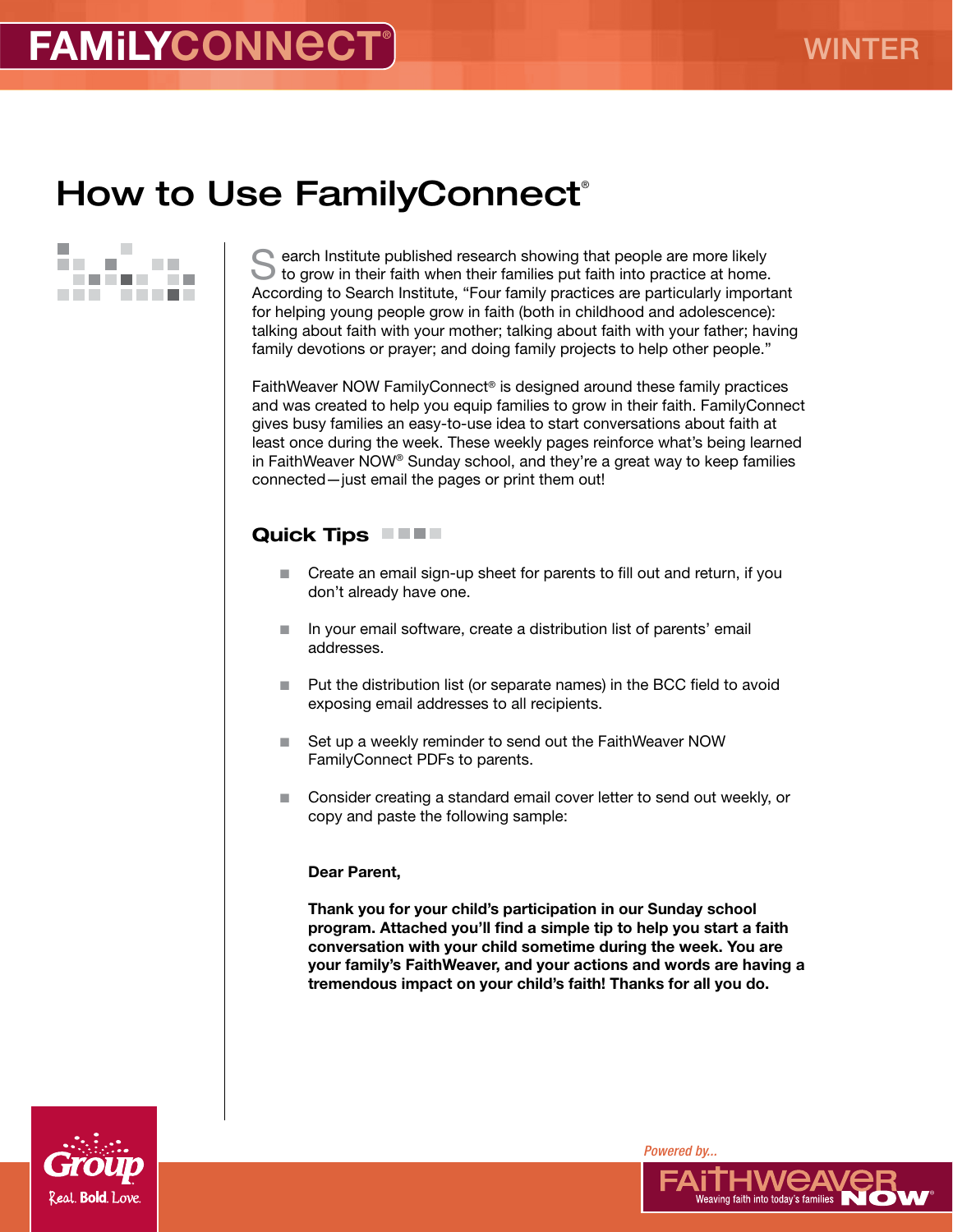# How to Use FamilyConnect®

Search Institute published research showing that people are more likely to grow in their faith when their families put faith into practice at home. According to Search Institute, "Four family practices are particularly important for helping young people grow in faith (both in childhood and adolescence): talking about faith with your mother; talking about faith with your father; having family devotions or prayer; and doing family projects to help other people."

FaithWeaver NOW FamilyConnect® is designed around these family practices and was created to help you equip families to grow in their faith. FamilyConnect gives busy families an easy-to-use idea to start conversations about faith at least once during the week. These weekly pages reinforce what's being learned in FaithWeaver NOW® Sunday school, and they're a great way to keep families connected—just email the pages or print them out!

## Quick Tips

- Create an email sign-up sheet for parents to fill out and return, if you don't already have one.
- In your email software, create a distribution list of parents' email addresses.
- Put the distribution list (or separate names) in the BCC field to avoid exposing email addresses to all recipients.
- Set up a weekly reminder to send out the FaithWeaver NOW FamilyConnect PDFs to parents.
- Consider creating a standard email cover letter to send out weekly, or copy and paste the following sample:

**Dear Parent,**

**Thank you for your child's participation in our Sunday school program. Attached you'll find a simple tip to help you start a faith conversation with your child sometime during the week. You are your family's FaithWeaver, and your actions and words are having a tremendous impact on your child's faith! Thanks for all you do.**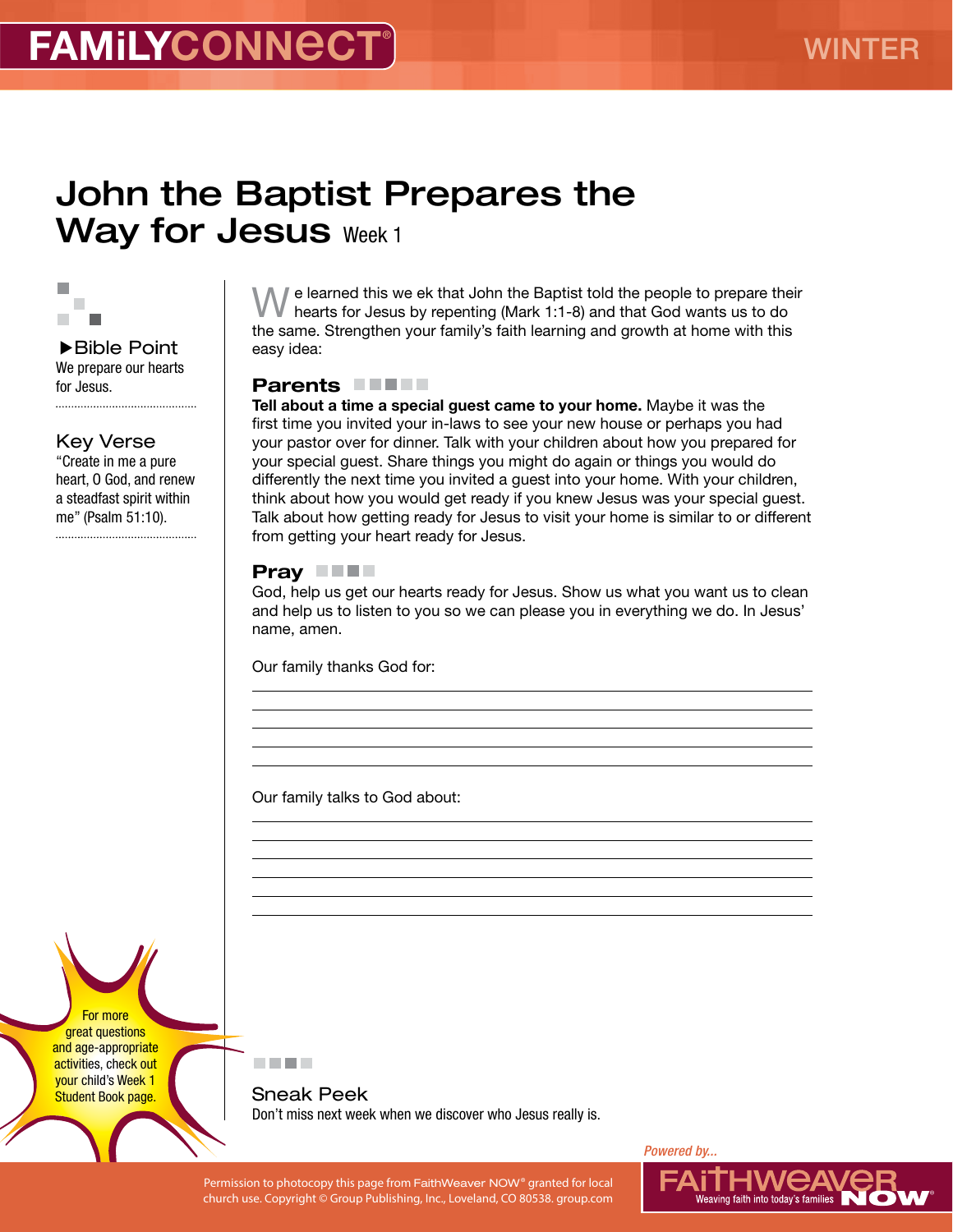FAMiLYCONNECT®

WINTER

# John the Baptist Prepares the Way for Jesus Week 1

▶Bible Point

We prepare our hearts for Jesus.

Key Verse

"Create in me a pure heart, O God, and renew a steadfast spirit within me" (Psalm 51:10).

We learned this we ek that John the Baptist told the people to prepare their hearts for Jesus by repenting (Mark 1:1-8) and that God wants us to do the same. Strengthen your family's faith learning and growth at home with this easy idea:

## Parents

**Tell about a time a special guest came to your home.** Maybe it was the first time you invited your in-laws to see your new house or perhaps you had your pastor over for dinner. Talk with your children about how you prepared for your special guest. Share things you might do again or things you would do differently the next time you invited a guest into your home. With your children, think about how you would get ready if you knew Jesus was your special guest. Talk about how getting ready for Jesus to visit your home is similar to or different from getting your heart ready for Jesus.

## Pray

God, help us get our hearts ready for Jesus. Show us what you want us to clean and help us to listen to you so we can please you in everything we do. In Jesus' name, amen.

Our family thanks God for:

\_\_\_\_\_\_\_\_\_\_\_\_\_\_\_\_\_\_\_\_\_\_\_\_\_\_\_\_\_\_\_\_\_\_\_\_\_\_\_\_

\_\_\_\_\_\_\_\_\_\_\_\_\_\_\_\_\_\_\_\_\_\_\_\_\_\_\_\_\_\_\_\_\_\_\_\_\_\_\_\_

\_\_\_\_\_\_\_\_\_\_\_\_\_\_\_\_\_\_\_\_\_\_\_\_\_\_\_\_\_\_\_\_\_\_\_\_\_\_\_\_

\_\_\_\_\_\_\_\_\_\_\_\_\_\_\_\_\_\_\_\_\_\_\_\_\_\_\_\_\_\_\_\_\_\_\_\_\_\_\_\_

Our family talks to God about:

\_\_\_\_\_\_\_\_\_\_\_\_\_\_\_\_\_\_\_\_\_\_\_\_\_\_\_\_\_\_\_\_\_\_\_\_\_\_\_\_

\_\_\_\_\_\_\_\_\_\_\_\_\_\_\_\_\_\_\_\_\_\_\_\_\_\_\_\_\_\_\_\_\_\_\_\_\_\_\_\_

\_\_\_\_\_\_\_\_\_\_\_\_\_\_\_\_\_\_\_\_\_\_\_\_\_\_\_\_\_\_\_\_\_\_\_\_\_\_\_\_

\_\_\_\_\_\_\_\_\_\_\_\_\_\_\_\_\_\_\_\_\_\_\_\_\_\_\_\_\_\_\_\_\_\_\_\_\_\_\_\_

\_\_\_\_\_\_\_\_\_\_\_\_\_\_\_\_\_\_\_\_\_\_\_\_\_\_\_\_\_\_\_\_\_\_\_\_\_\_\_\_

For more great questions and age-appropriate activities, check out your child's Week 1 Student Book page.

## Sneak Peek

Don't miss next week when we discover who Jesus really is.

Permission to photocopy this page from FaithWeaver NOW® granted for local church use. Copyright © Group Publishing, Inc., Loveland, CO 80538. group.com

Powered by... FAiTHWEAVER NOW® Weaving faith into today's families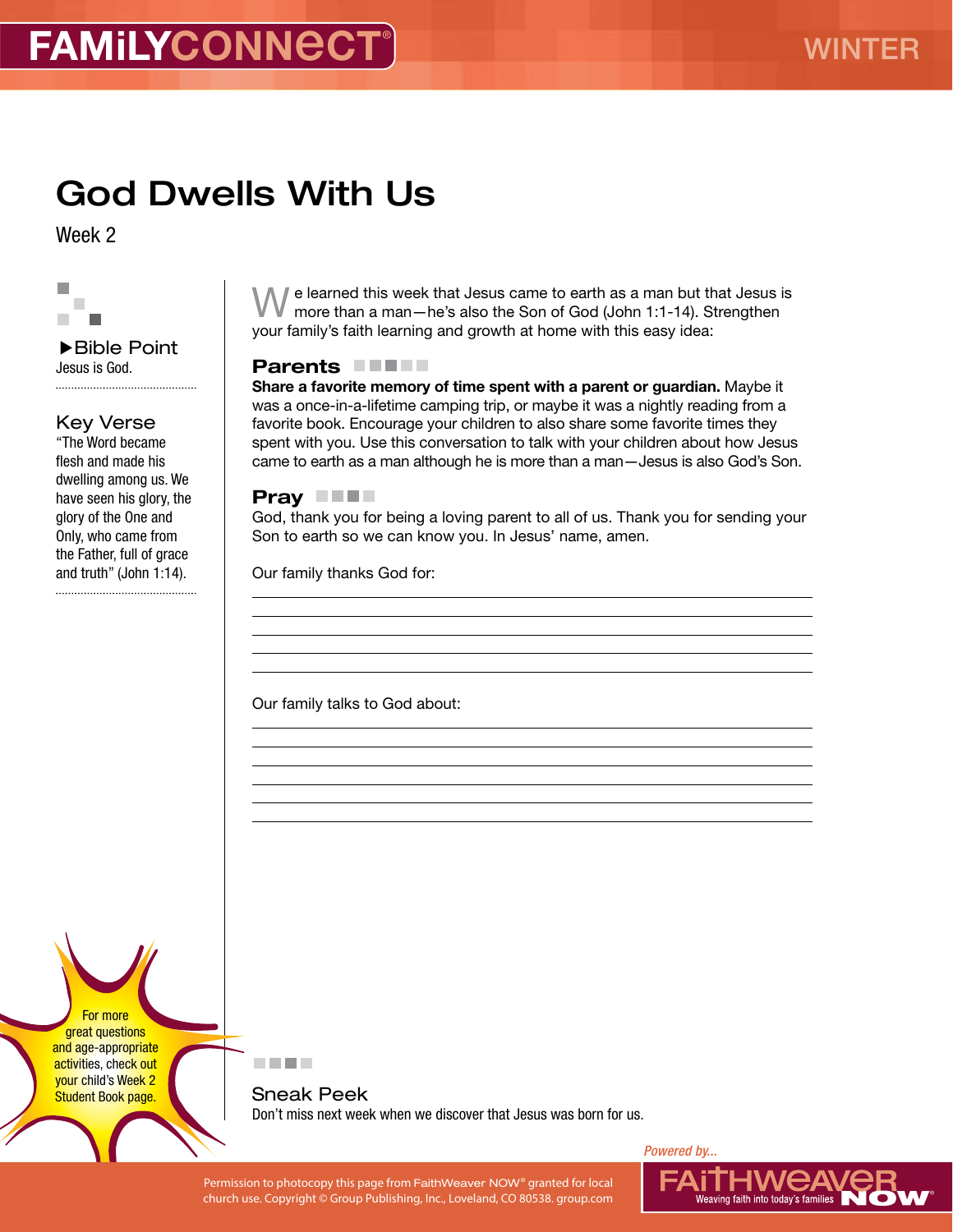# God Dwells With Us

Week 2

**▶Bible Point**
Jesus is God.

**Key Verse**
"The Word became flesh and made his dwelling among us. We have seen his glory, the glory of the One and Only, who came from the Father, full of grace and truth" (John 1:14).

We learned this week that Jesus came to earth as a man but that Jesus is more than a man—he's also the Son of God (John 1:1-14). Strengthen your family's faith learning and growth at home with this easy idea:

## Parents

**Share a favorite memory of time spent with a parent or guardian.** Maybe it was a once-in-a-lifetime camping trip, or maybe it was a nightly reading from a favorite book. Encourage your children to also share some favorite times they spent with you. Use this conversation to talk with your children about how Jesus came to earth as a man although he is more than a man—Jesus is also God's Son.

## Pray

God, thank you for being a loving parent to all of us. Thank you for sending your Son to earth so we can know you. In Jesus' name, amen.

Our family thanks God for:

\_\_\_\_\_\_\_\_\_\_\_\_\_\_\_\_\_\_\_\_\_\_\_\_\_\_\_\_\_\_\_\_\_\_\_\_\_\_\_\_

\_\_\_\_\_\_\_\_\_\_\_\_\_\_\_\_\_\_\_\_\_\_\_\_\_\_\_\_\_\_\_\_\_\_\_\_\_\_\_\_

\_\_\_\_\_\_\_\_\_\_\_\_\_\_\_\_\_\_\_\_\_\_\_\_\_\_\_\_\_\_\_\_\_\_\_\_\_\_\_\_

\_\_\_\_\_\_\_\_\_\_\_\_\_\_\_\_\_\_\_\_\_\_\_\_\_\_\_\_\_\_\_\_\_\_\_\_\_\_\_\_

\_\_\_\_\_\_\_\_\_\_\_\_\_\_\_\_\_\_\_\_\_\_\_\_\_\_\_\_\_\_\_\_\_\_\_\_\_\_\_\_

Our family talks to God about:

\_\_\_\_\_\_\_\_\_\_\_\_\_\_\_\_\_\_\_\_\_\_\_\_\_\_\_\_\_\_\_\_\_\_\_\_\_\_\_\_

\_\_\_\_\_\_\_\_\_\_\_\_\_\_\_\_\_\_\_\_\_\_\_\_\_\_\_\_\_\_\_\_\_\_\_\_\_\_\_\_

\_\_\_\_\_\_\_\_\_\_\_\_\_\_\_\_\_\_\_\_\_\_\_\_\_\_\_\_\_\_\_\_\_\_\_\_\_\_\_\_

\_\_\_\_\_\_\_\_\_\_\_\_\_\_\_\_\_\_\_\_\_\_\_\_\_\_\_\_\_\_\_\_\_\_\_\_\_\_\_\_

\_\_\_\_\_\_\_\_\_\_\_\_\_\_\_\_\_\_\_\_\_\_\_\_\_\_\_\_\_\_\_\_\_\_\_\_\_\_\_\_

\_\_\_\_\_\_\_\_\_\_\_\_\_\_\_\_\_\_\_\_\_\_\_\_\_\_\_\_\_\_\_\_\_\_\_\_\_\_\_\_

For more great questions and age-appropriate activities, check out your child's Week 2 Student Book page.

## Sneak Peek

Don't miss next week when we discover that Jesus was born for us.

Permission to photocopy this page from FaithWeaver NOW® granted for local church use. Copyright © Group Publishing, Inc., Loveland, CO 80538. group.com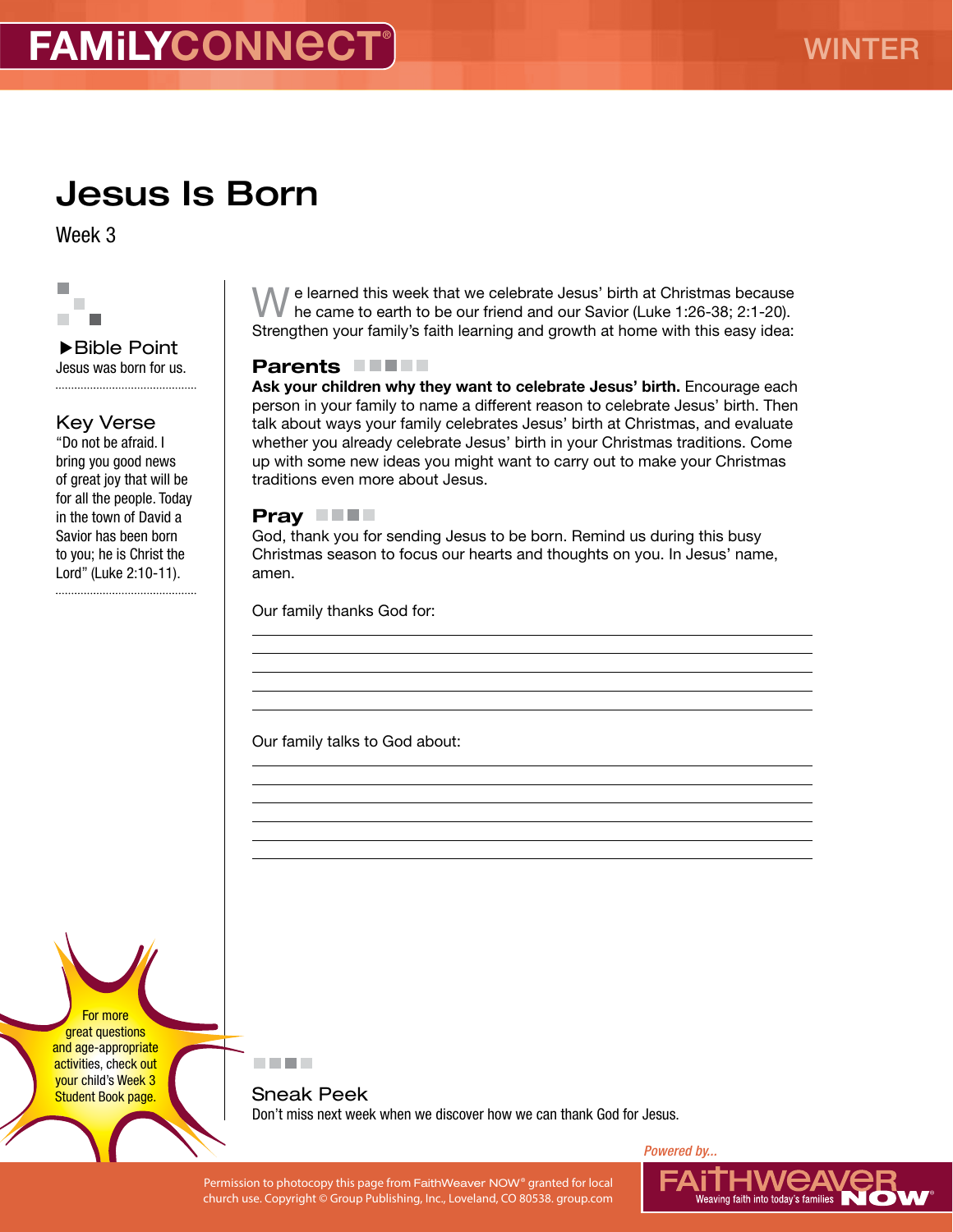# Jesus Is Born

Week 3

### ▶Bible Point

Jesus was born for us.

### Key Verse

"Do not be afraid. I bring you good news of great joy that will be for all the people. Today in the town of David a Savior has been born to you; he is Christ the Lord" (Luke 2:10-11).

We learned this week that we celebrate Jesus' birth at Christmas because he came to earth to be our friend and our Savior (Luke 1:26-38; 2:1-20). Strengthen your family's faith learning and growth at home with this easy idea:

## Parents

**Ask your children why they want to celebrate Jesus' birth.** Encourage each person in your family to name a different reason to celebrate Jesus' birth. Then talk about ways your family celebrates Jesus' birth at Christmas, and evaluate whether you already celebrate Jesus' birth in your Christmas traditions. Come up with some new ideas you might want to carry out to make your Christmas traditions even more about Jesus.

## Pray

God, thank you for sending Jesus to be born. Remind us during this busy Christmas season to focus our hearts and thoughts on you. In Jesus' name, amen.

Our family thanks God for:

_______________________________________________

_______________________________________________

_______________________________________________

_______________________________________________

Our family talks to God about:

_______________________________________________

_______________________________________________

_______________________________________________

_______________________________________________

_______________________________________________

For more great questions and age-appropriate activities, check out your child's Week 3 Student Book page.

## Sneak Peek

Don't miss next week when we discover how we can thank God for Jesus.

Permission to photocopy this page from FaithWeaver NOW® granted for local church use. Copyright © Group Publishing, Inc., Loveland, CO 80538. group.com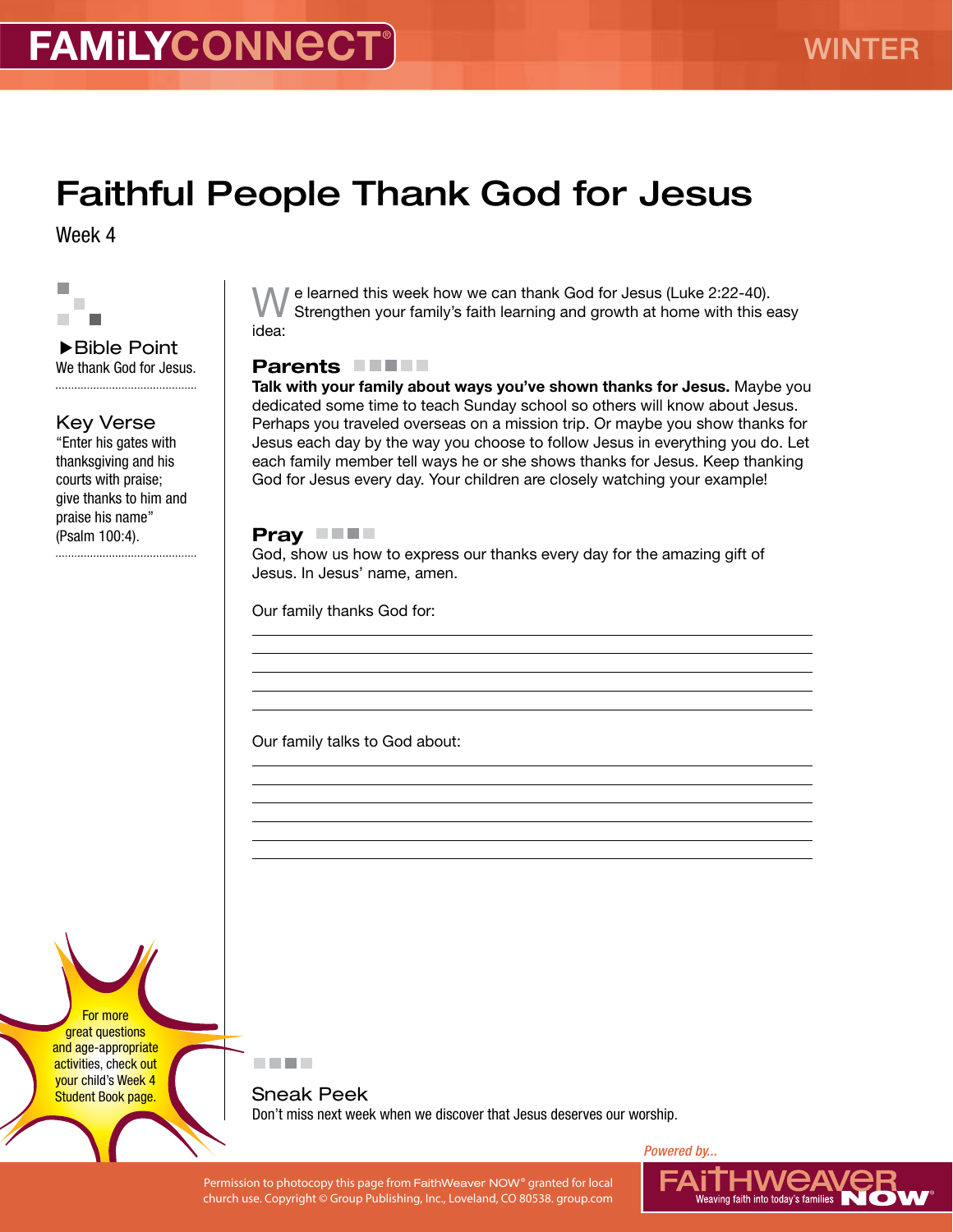FAMiLYCONNECT®

WINTER

# Faithful People Thank God for Jesus

Week 4

▶Bible Point
We thank God for Jesus.

Key Verse
"Enter his gates with thanksgiving and his courts with praise; give thanks to him and praise his name" (Psalm 100:4).

We learned this week how we can thank God for Jesus (Luke 2:22-40). Strengthen your family's faith learning and growth at home with this easy idea:

## Parents

**Talk with your family about ways you've shown thanks for Jesus.** Maybe you dedicated some time to teach Sunday school so others will know about Jesus. Perhaps you traveled overseas on a mission trip. Or maybe you show thanks for Jesus each day by the way you choose to follow Jesus in everything you do. Let each family member tell ways he or she shows thanks for Jesus. Keep thanking God for Jesus every day. Your children are closely watching your example!

## Pray

God, show us how to express our thanks every day for the amazing gift of Jesus. In Jesus' name, amen.

Our family thanks God for:

______________________________

______________________________

______________________________

______________________________

Our family talks to God about:

______________________________

______________________________

______________________________

______________________________

______________________________

For more great questions and age-appropriate activities, check out your child's Week 4 Student Book page.

## Sneak Peek

Don't miss next week when we discover that Jesus deserves our worship.

Permission to photocopy this page from FaithWeaver NOW® granted for local church use. Copyright © Group Publishing, Inc., Loveland, CO 80538. group.com

Powered by... FAiTHWEAVER NOW® Weaving faith into today's families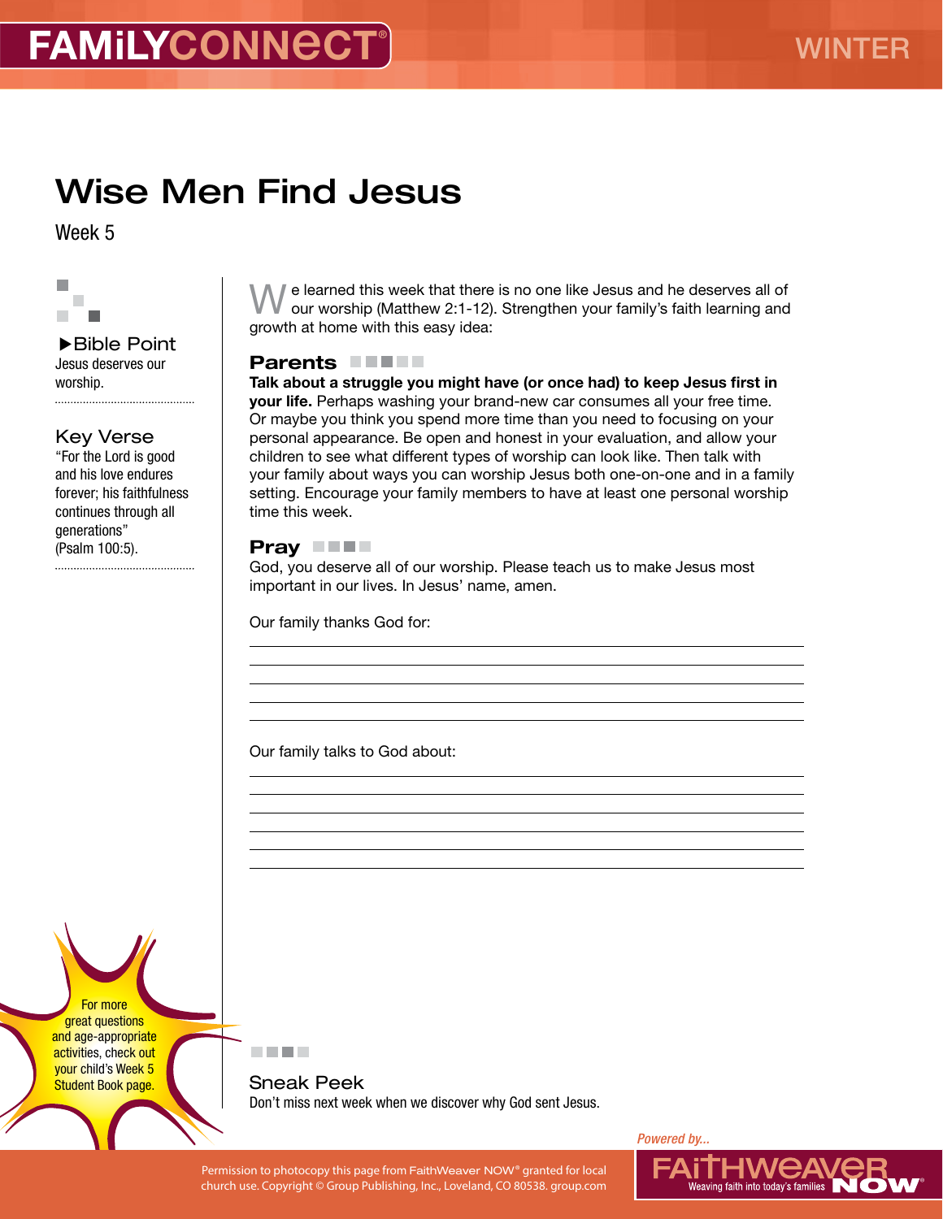FAMiLYCONNECT®

WINTER

# Wise Men Find Jesus

Week 5

### ▶Bible Point

Jesus deserves our worship.

### Key Verse

"For the Lord is good and his love endures forever; his faithfulness continues through all generations" (Psalm 100:5).

We learned this week that there is no one like Jesus and he deserves all of our worship (Matthew 2:1-12). Strengthen your family's faith learning and growth at home with this easy idea:

## Parents

**Talk about a struggle you might have (or once had) to keep Jesus first in your life.** Perhaps washing your brand-new car consumes all your free time. Or maybe you think you spend more time than you need to focusing on your personal appearance. Be open and honest in your evaluation, and allow your children to see what different types of worship can look like. Then talk with your family about ways you can worship Jesus both one-on-one and in a family setting. Encourage your family members to have at least one personal worship time this week.

## Pray

God, you deserve all of our worship. Please teach us to make Jesus most important in our lives. In Jesus' name, amen.

Our family thanks God for:

_______________________________________________

_______________________________________________

_______________________________________________

_______________________________________________

_______________________________________________

Our family talks to God about:

_______________________________________________

_______________________________________________

_______________________________________________

_______________________________________________

_______________________________________________

For more great questions and age-appropriate activities, check out your child's Week 5 Student Book page.

## Sneak Peek

Don't miss next week when we discover why God sent Jesus.

Permission to photocopy this page from FaithWeaver NOW® granted for local church use. Copyright © Group Publishing, Inc., Loveland, CO 80538. group.com

Powered by... FAiTHWEAVER NOW® Weaving faith into today's families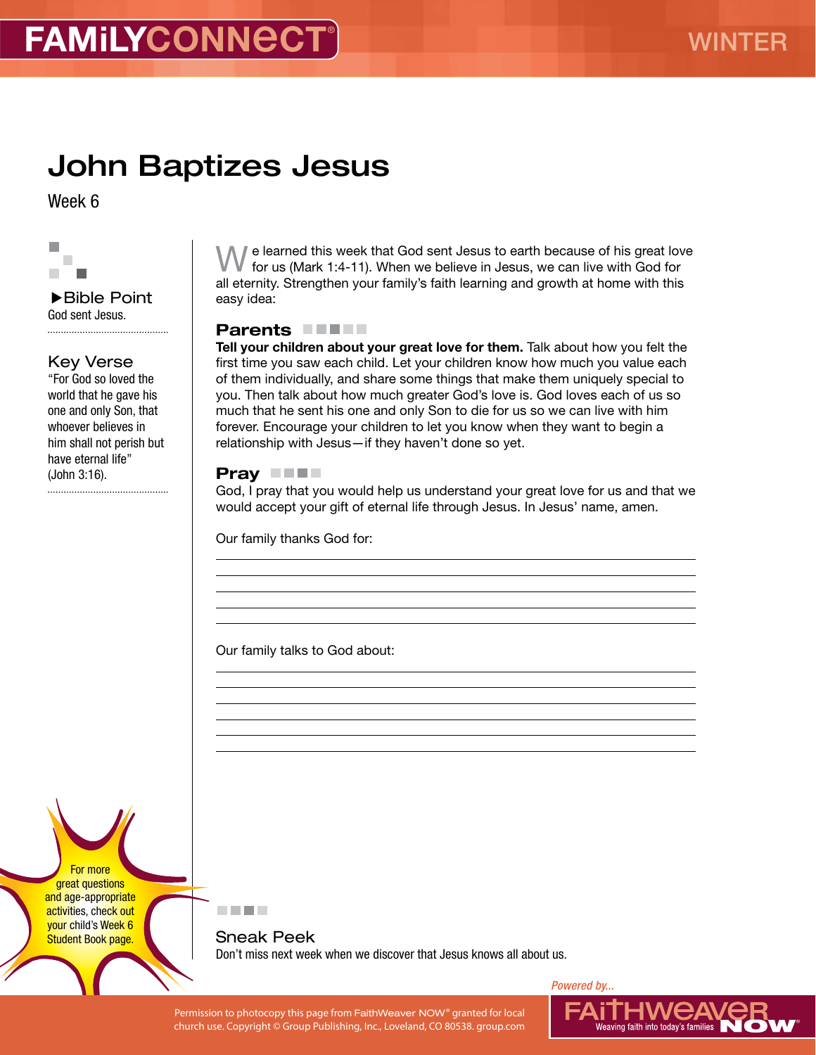FAMiLYCONNECT® WINTER

# John Baptizes Jesus

Week 6

### ▶Bible Point

God sent Jesus.

### Key Verse

"For God so loved the world that he gave his one and only Son, that whoever believes in him shall not perish but have eternal life" (John 3:16).

We learned this week that God sent Jesus to earth because of his great love for us (Mark 1:4-11). When we believe in Jesus, we can live with God for all eternity. Strengthen your family's faith learning and growth at home with this easy idea:

## Parents

**Tell your children about your great love for them.** Talk about how you felt the first time you saw each child. Let your children know how much you value each of them individually, and share some things that make them uniquely special to you. Then talk about how much greater God's love is. God loves each of us so much that he sent his one and only Son to die for us so we can live with him forever. Encourage your children to let you know when they want to begin a relationship with Jesus—if they haven't done so yet.

## Pray

God, I pray that you would help us understand your great love for us and that we would accept your gift of eternal life through Jesus. In Jesus' name, amen.

Our family thanks God for:

\_\_\_\_\_\_\_\_\_\_\_\_\_\_\_\_\_\_\_\_\_\_\_\_\_\_\_\_\_\_\_\_\_\_\_\_\_\_\_\_

\_\_\_\_\_\_\_\_\_\_\_\_\_\_\_\_\_\_\_\_\_\_\_\_\_\_\_\_\_\_\_\_\_\_\_\_\_\_\_\_

\_\_\_\_\_\_\_\_\_\_\_\_\_\_\_\_\_\_\_\_\_\_\_\_\_\_\_\_\_\_\_\_\_\_\_\_\_\_\_\_

\_\_\_\_\_\_\_\_\_\_\_\_\_\_\_\_\_\_\_\_\_\_\_\_\_\_\_\_\_\_\_\_\_\_\_\_\_\_\_\_

\_\_\_\_\_\_\_\_\_\_\_\_\_\_\_\_\_\_\_\_\_\_\_\_\_\_\_\_\_\_\_\_\_\_\_\_\_\_\_\_

Our family talks to God about:

\_\_\_\_\_\_\_\_\_\_\_\_\_\_\_\_\_\_\_\_\_\_\_\_\_\_\_\_\_\_\_\_\_\_\_\_\_\_\_\_

\_\_\_\_\_\_\_\_\_\_\_\_\_\_\_\_\_\_\_\_\_\_\_\_\_\_\_\_\_\_\_\_\_\_\_\_\_\_\_\_

\_\_\_\_\_\_\_\_\_\_\_\_\_\_\_\_\_\_\_\_\_\_\_\_\_\_\_\_\_\_\_\_\_\_\_\_\_\_\_\_

\_\_\_\_\_\_\_\_\_\_\_\_\_\_\_\_\_\_\_\_\_\_\_\_\_\_\_\_\_\_\_\_\_\_\_\_\_\_\_\_

\_\_\_\_\_\_\_\_\_\_\_\_\_\_\_\_\_\_\_\_\_\_\_\_\_\_\_\_\_\_\_\_\_\_\_\_\_\_\_\_

\_\_\_\_\_\_\_\_\_\_\_\_\_\_\_\_\_\_\_\_\_\_\_\_\_\_\_\_\_\_\_\_\_\_\_\_\_\_\_\_

For more great questions and age-appropriate activities, check out your child's Week 6 Student Book page.

## Sneak Peek

Don't miss next week when we discover that Jesus knows all about us.

Permission to photocopy this page from FaithWeaver NOW® granted for local church use. Copyright © Group Publishing, Inc., Loveland, CO 80538. group.com

*Powered by...* FAiTHWEAVER NOW® Weaving faith into today's families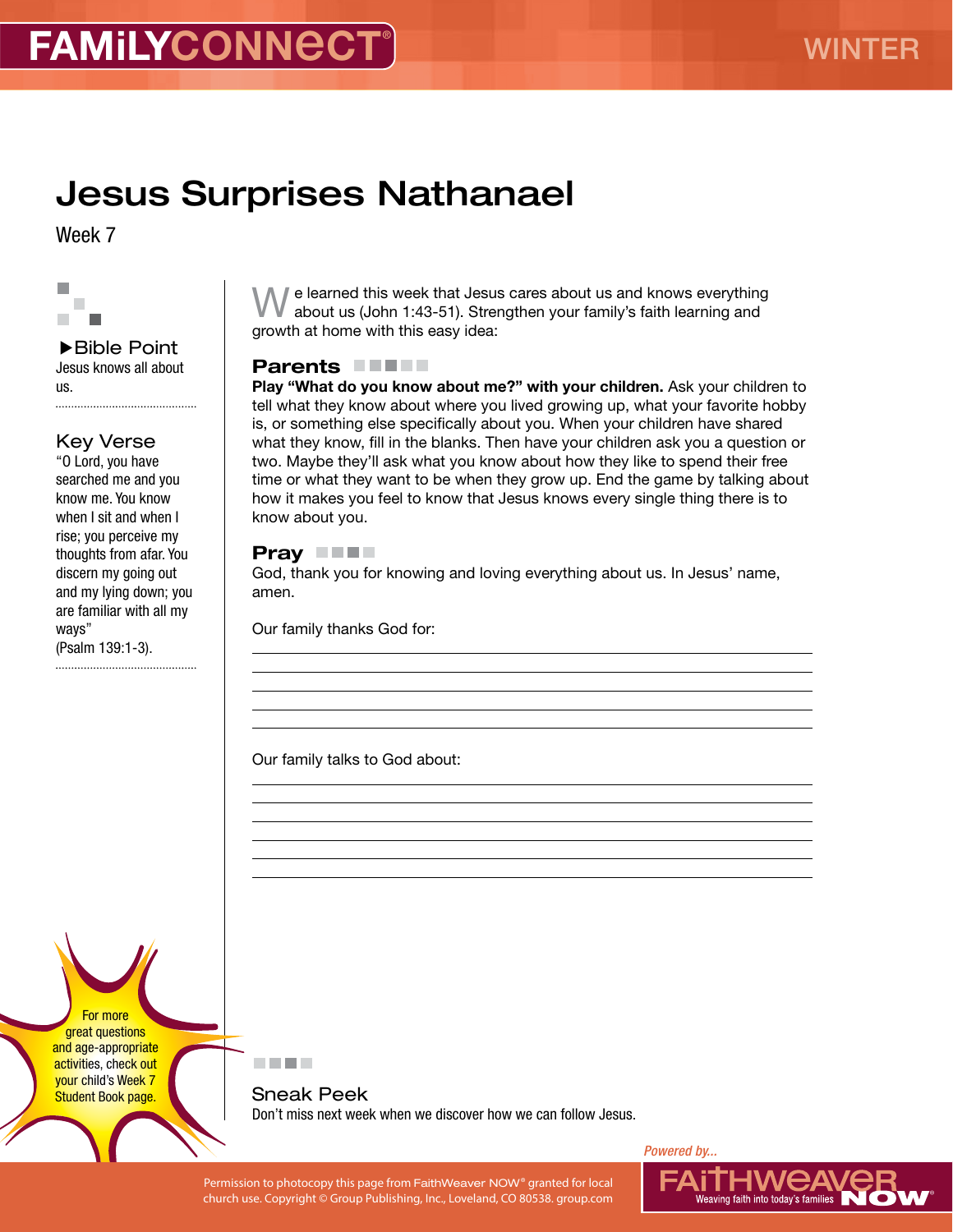# Jesus Surprises Nathanael

Week 7

▶Bible Point

Jesus knows all about us.

Key Verse

"O Lord, you have searched me and you know me. You know when I sit and when I rise; you perceive my thoughts from afar. You discern my going out and my lying down; you are familiar with all my ways" (Psalm 139:1-3).

For more great questions and age-appropriate activities, check out your child's Week 7 Student Book page.

We learned this week that Jesus cares about us and knows everything about us (John 1:43-51). Strengthen your family's faith learning and growth at home with this easy idea:

## Parents

**Play "What do you know about me?" with your children.** Ask your children to tell what they know about where you lived growing up, what your favorite hobby is, or something else specifically about you. When your children have shared what they know, fill in the blanks. Then have your children ask you a question or two. Maybe they'll ask what you know about how they like to spend their free time or what they want to be when they grow up. End the game by talking about how it makes you feel to know that Jesus knows every single thing there is to know about you.

## Pray

God, thank you for knowing and loving everything about us. In Jesus' name, amen.

Our family thanks God for:

_______________________________________________

_______________________________________________

_______________________________________________

_______________________________________________

_______________________________________________

Our family talks to God about:

_______________________________________________

_______________________________________________

_______________________________________________

_______________________________________________

_______________________________________________

_______________________________________________

## Sneak Peek

Don't miss next week when we discover how we can follow Jesus.

Permission to photocopy this page from FaithWeaver NOW® granted for local church use. Copyright © Group Publishing, Inc., Loveland, CO 80538. group.com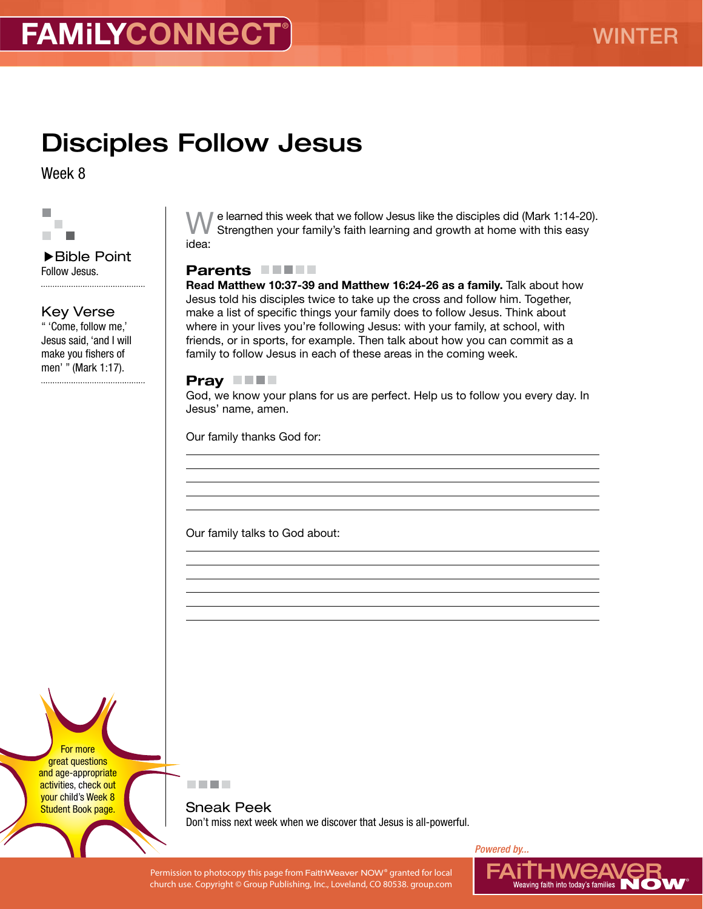# FAMiLYCONNeCT®

WINTER

## Disciples Follow Jesus

Week 8

### ▶Bible Point

Follow Jesus.

### Key Verse

" 'Come, follow me,' Jesus said, 'and I will make you fishers of men' " (Mark 1:17).

We learned this week that we follow Jesus like the disciples did (Mark 1:14-20). Strengthen your family's faith learning and growth at home with this easy idea:

### Parents

**Read Matthew 10:37-39 and Matthew 16:24-26 as a family.** Talk about how Jesus told his disciples twice to take up the cross and follow him. Together, make a list of specific things your family does to follow Jesus. Think about where in your lives you're following Jesus: with your family, at school, with friends, or in sports, for example. Then talk about how you can commit as a family to follow Jesus in each of these areas in the coming week.

### Pray

God, we know your plans for us are perfect. Help us to follow you every day. In Jesus' name, amen.

Our family thanks God for:

_______________________________________

_______________________________________

_______________________________________

_______________________________________

Our family talks to God about:

_______________________________________

_______________________________________

_______________________________________

_______________________________________

_______________________________________

For more great questions and age-appropriate activities, check out your child's Week 8 Student Book page.

### Sneak Peek

Don't miss next week when we discover that Jesus is all-powerful.

Powered by... FAiTHWEAVER NOW® Weaving faith into today's families

Permission to photocopy this page from FaithWeaver NOW® granted for local church use. Copyright © Group Publishing, Inc., Loveland, CO 80538. group.com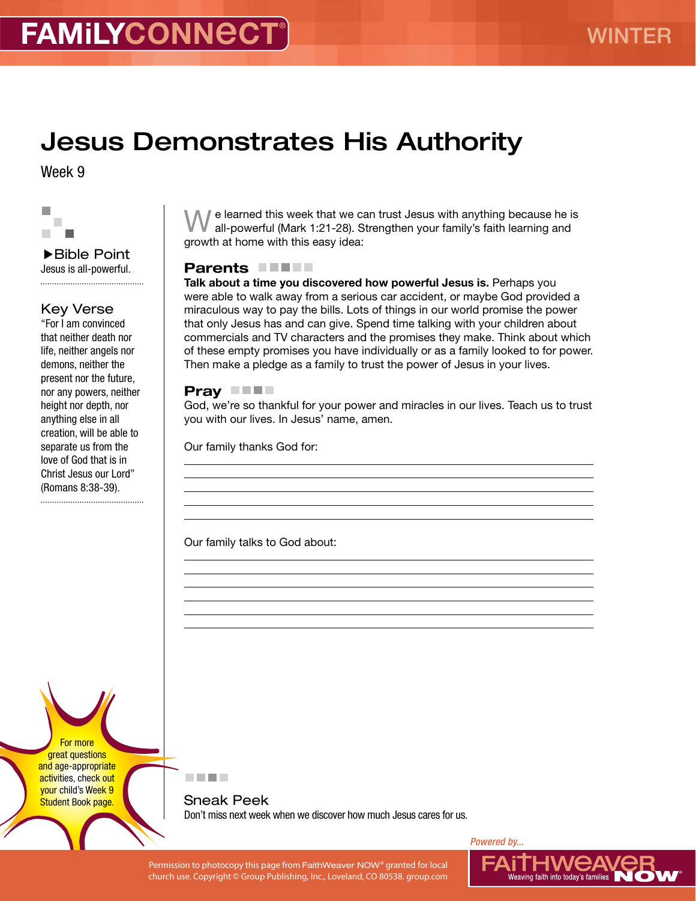FAMiLYCONNECT®

WINTER

# Jesus Demonstrates His Authority

Week 9

▶Bible Point

Jesus is all-powerful.

## Key Verse

"For I am convinced that neither death nor life, neither angels nor demons, neither the present nor the future, nor any powers, neither height nor depth, nor anything else in all creation, will be able to separate us from the love of God that is in Christ Jesus our Lord" (Romans 8:38-39).

We learned this week that we can trust Jesus with anything because he is all-powerful (Mark 1:21-28). Strengthen your family's faith learning and growth at home with this easy idea:

## Parents

**Talk about a time you discovered how powerful Jesus is.** Perhaps you were able to walk away from a serious car accident, or maybe God provided a miraculous way to pay the bills. Lots of things in our world promise the power that only Jesus has and can give. Spend time talking with your children about commercials and TV characters and the promises they make. Think about which of these empty promises you have individually or as a family looked to for power. Then make a pledge as a family to trust the power of Jesus in your lives.

## Pray

God, we're so thankful for your power and miracles in our lives. Teach us to trust you with our lives. In Jesus' name, amen.

Our family thanks God for:

\_\_\_\_\_\_\_\_\_\_\_\_\_\_\_\_\_\_\_\_\_\_\_\_\_\_\_\_\_\_\_\_\_\_\_\_\_\_\_\_

\_\_\_\_\_\_\_\_\_\_\_\_\_\_\_\_\_\_\_\_\_\_\_\_\_\_\_\_\_\_\_\_\_\_\_\_\_\_\_\_

\_\_\_\_\_\_\_\_\_\_\_\_\_\_\_\_\_\_\_\_\_\_\_\_\_\_\_\_\_\_\_\_\_\_\_\_\_\_\_\_

\_\_\_\_\_\_\_\_\_\_\_\_\_\_\_\_\_\_\_\_\_\_\_\_\_\_\_\_\_\_\_\_\_\_\_\_\_\_\_\_

\_\_\_\_\_\_\_\_\_\_\_\_\_\_\_\_\_\_\_\_\_\_\_\_\_\_\_\_\_\_\_\_\_\_\_\_\_\_\_\_

Our family talks to God about:

\_\_\_\_\_\_\_\_\_\_\_\_\_\_\_\_\_\_\_\_\_\_\_\_\_\_\_\_\_\_\_\_\_\_\_\_\_\_\_\_

\_\_\_\_\_\_\_\_\_\_\_\_\_\_\_\_\_\_\_\_\_\_\_\_\_\_\_\_\_\_\_\_\_\_\_\_\_\_\_\_

\_\_\_\_\_\_\_\_\_\_\_\_\_\_\_\_\_\_\_\_\_\_\_\_\_\_\_\_\_\_\_\_\_\_\_\_\_\_\_\_

\_\_\_\_\_\_\_\_\_\_\_\_\_\_\_\_\_\_\_\_\_\_\_\_\_\_\_\_\_\_\_\_\_\_\_\_\_\_\_\_

\_\_\_\_\_\_\_\_\_\_\_\_\_\_\_\_\_\_\_\_\_\_\_\_\_\_\_\_\_\_\_\_\_\_\_\_\_\_\_\_

\_\_\_\_\_\_\_\_\_\_\_\_\_\_\_\_\_\_\_\_\_\_\_\_\_\_\_\_\_\_\_\_\_\_\_\_\_\_\_\_

For more great questions and age-appropriate activities, check out your child's Week 9 Student Book page.

## Sneak Peek

Don't miss next week when we discover how much Jesus cares for us.

Permission to photocopy this page from FaithWeaver NOW® granted for local church use. Copyright © Group Publishing, Inc., Loveland, CO 80538. group.com

Powered by... FAiTHWEAVER NOW® Weaving faith into today's families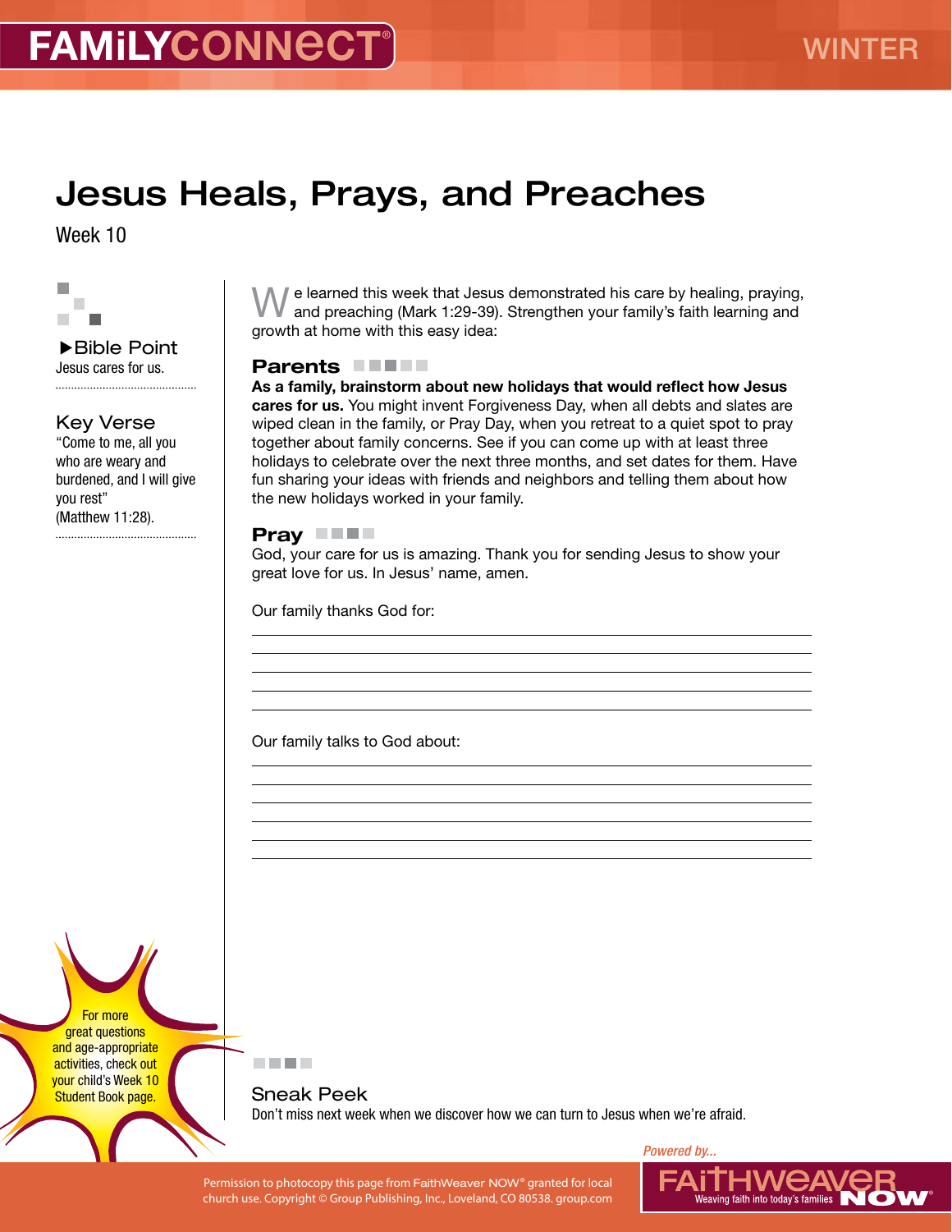FAMiLYCONNECT®

WINTER

# Jesus Heals, Prays, and Preaches

Week 10

▶Bible Point
Jesus cares for us.

### Key Verse

"Come to me, all you who are weary and burdened, and I will give you rest" (Matthew 11:28).

We learned this week that Jesus demonstrated his care by healing, praying, and preaching (Mark 1:29-39). Strengthen your family's faith learning and growth at home with this easy idea:

## Parents

**As a family, brainstorm about new holidays that would reflect how Jesus cares for us.** You might invent Forgiveness Day, when all debts and slates are wiped clean in the family, or Pray Day, when you retreat to a quiet spot to pray together about family concerns. See if you can come up with at least three holidays to celebrate over the next three months, and set dates for them. Have fun sharing your ideas with friends and neighbors and telling them about how the new holidays worked in your family.

## Pray

God, your care for us is amazing. Thank you for sending Jesus to show your great love for us. In Jesus' name, amen.

Our family thanks God for:

______________________________

______________________________

______________________________

______________________________

Our family talks to God about:

______________________________

______________________________

______________________________

______________________________

______________________________

For more great questions and age-appropriate activities, check out your child's Week 10 Student Book page.

### Sneak Peek

Don't miss next week when we discover how we can turn to Jesus when we're afraid.

Permission to photocopy this page from FaithWeaver NOW® granted for local church use. Copyright © Group Publishing, Inc., Loveland, CO 80538. group.com

Powered by... FAiTHWEAVER NOW® Weaving faith into today's families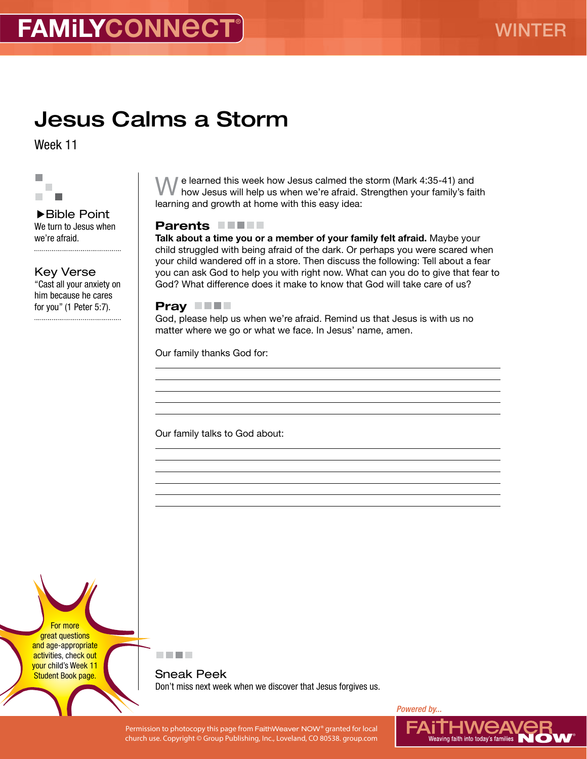# FAMiLYCONNECT

WINTER

## Jesus Calms a Storm

Week 11

▶Bible Point
We turn to Jesus when we're afraid.

Key Verse
"Cast all your anxiety on him because he cares for you" (1 Peter 5:7).

We learned this week how Jesus calmed the storm (Mark 4:35-41) and how Jesus will help us when we're afraid. Strengthen your family's faith learning and growth at home with this easy idea:

### Parents

**Talk about a time you or a member of your family felt afraid.** Maybe your child struggled with being afraid of the dark. Or perhaps you were scared when your child wandered off in a store. Then discuss the following: Tell about a fear you can ask God to help you with right now. What can you do to give that fear to God? What difference does it make to know that God will take care of us?

### Pray

God, please help us when we're afraid. Remind us that Jesus is with us no matter where we go or what we face. In Jesus' name, amen.

Our family thanks God for:

_______________________________________________

_______________________________________________

_______________________________________________

_______________________________________________

_______________________________________________

Our family talks to God about:

_______________________________________________

_______________________________________________

_______________________________________________

_______________________________________________

_______________________________________________

For more great questions and age-appropriate activities, check out your child's Week 11 Student Book page.

### Sneak Peek

Don't miss next week when we discover that Jesus forgives us.

Permission to photocopy this page from FaithWeaver NOW® granted for local church use. Copyright © Group Publishing, Inc., Loveland, CO 80538. group.com

*Powered by...* FAITHWEAVER NOW® Weaving faith into today's families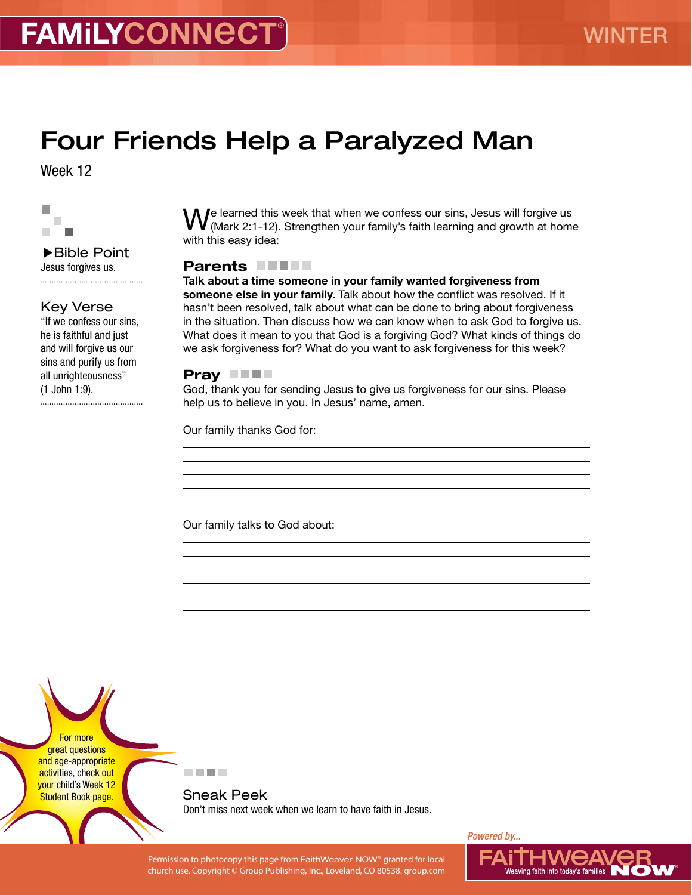# Four Friends Help a Paralyzed Man

Week 12

▶Bible Point
Jesus forgives us.

### Key Verse

"If we confess our sins, he is faithful and just and will forgive us our sins and purify us from all unrighteousness" (1 John 1:9).

We learned this week that when we confess our sins, Jesus will forgive us (Mark 2:1-12). Strengthen your family's faith learning and growth at home with this easy idea:

## Parents

**Talk about a time someone in your family wanted forgiveness from someone else in your family.** Talk about how the conflict was resolved. If it hasn't been resolved, talk about what can be done to bring about forgiveness in the situation. Then discuss how we can know when to ask God to forgive us. What does it mean to you that God is a forgiving God? What kinds of things do we ask forgiveness for? What do you want to ask forgiveness for this week?

## Pray

God, thank you for sending Jesus to give us forgiveness for our sins. Please help us to believe in you. In Jesus' name, amen.

Our family thanks God for:

_______________________________________________

_______________________________________________

_______________________________________________

_______________________________________________

Our family talks to God about:

_______________________________________________

_______________________________________________

_______________________________________________

_______________________________________________

_______________________________________________

For more great questions and age-appropriate activities, check out your child's Week 12 Student Book page.

## Sneak Peek

Don't miss next week when we learn to have faith in Jesus.

Permission to photocopy this page from FaithWeaver NOW® granted for local church use. Copyright © Group Publishing, Inc., Loveland, CO 80538. group.com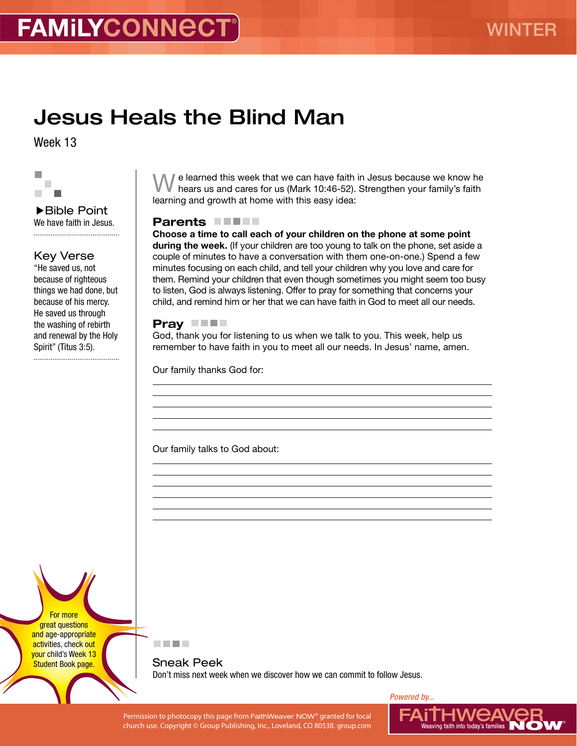# FAMiLYCONNECT

WINTER

# Jesus Heals the Blind Man

Week 13

### ▶Bible Point

We have faith in Jesus.

### Key Verse

"He saved us, not because of righteous things we had done, but because of his mercy. He saved us through the washing of rebirth and renewal by the Holy Spirit" (Titus 3:5).

For more great questions and age-appropriate activities, check out your child's Week 13 Student Book page.

We learned this week that we can have faith in Jesus because we know he hears us and cares for us (Mark 10:46-52). Strengthen your family's faith learning and growth at home with this easy idea:

## Parents

**Choose a time to call each of your children on the phone at some point during the week.** (If your children are too young to talk on the phone, set aside a couple of minutes to have a conversation with them one-on-one.) Spend a few minutes focusing on each child, and tell your children why you love and care for them. Remind your children that even though sometimes you might seem too busy to listen, God is always listening. Offer to pray for something that concerns your child, and remind him or her that we can have faith in God to meet all our needs.

## Pray

God, thank you for listening to us when we talk to you. This week, help us remember to have faith in you to meet all our needs. In Jesus' name, amen.

Our family thanks God for:

\_\_\_\_\_\_\_\_\_\_\_\_\_\_\_\_\_\_\_\_\_\_\_\_\_\_\_\_\_\_\_\_\_\_\_\_\_\_\_\_

\_\_\_\_\_\_\_\_\_\_\_\_\_\_\_\_\_\_\_\_\_\_\_\_\_\_\_\_\_\_\_\_\_\_\_\_\_\_\_\_

\_\_\_\_\_\_\_\_\_\_\_\_\_\_\_\_\_\_\_\_\_\_\_\_\_\_\_\_\_\_\_\_\_\_\_\_\_\_\_\_

\_\_\_\_\_\_\_\_\_\_\_\_\_\_\_\_\_\_\_\_\_\_\_\_\_\_\_\_\_\_\_\_\_\_\_\_\_\_\_\_

\_\_\_\_\_\_\_\_\_\_\_\_\_\_\_\_\_\_\_\_\_\_\_\_\_\_\_\_\_\_\_\_\_\_\_\_\_\_\_\_

Our family talks to God about:

\_\_\_\_\_\_\_\_\_\_\_\_\_\_\_\_\_\_\_\_\_\_\_\_\_\_\_\_\_\_\_\_\_\_\_\_\_\_\_\_

\_\_\_\_\_\_\_\_\_\_\_\_\_\_\_\_\_\_\_\_\_\_\_\_\_\_\_\_\_\_\_\_\_\_\_\_\_\_\_\_

\_\_\_\_\_\_\_\_\_\_\_\_\_\_\_\_\_\_\_\_\_\_\_\_\_\_\_\_\_\_\_\_\_\_\_\_\_\_\_\_

\_\_\_\_\_\_\_\_\_\_\_\_\_\_\_\_\_\_\_\_\_\_\_\_\_\_\_\_\_\_\_\_\_\_\_\_\_\_\_\_

\_\_\_\_\_\_\_\_\_\_\_\_\_\_\_\_\_\_\_\_\_\_\_\_\_\_\_\_\_\_\_\_\_\_\_\_\_\_\_\_

\_\_\_\_\_\_\_\_\_\_\_\_\_\_\_\_\_\_\_\_\_\_\_\_\_\_\_\_\_\_\_\_\_\_\_\_\_\_\_\_

## Sneak Peek

Don't miss next week when we discover how we can commit to follow Jesus.

Permission to photocopy this page from FaithWeaver NOW® granted for local church use. Copyright © Group Publishing, Inc., Loveland, CO 80538. group.com

*Powered by...* FAiTHWEAVER NOW® — Weaving faith into today's families